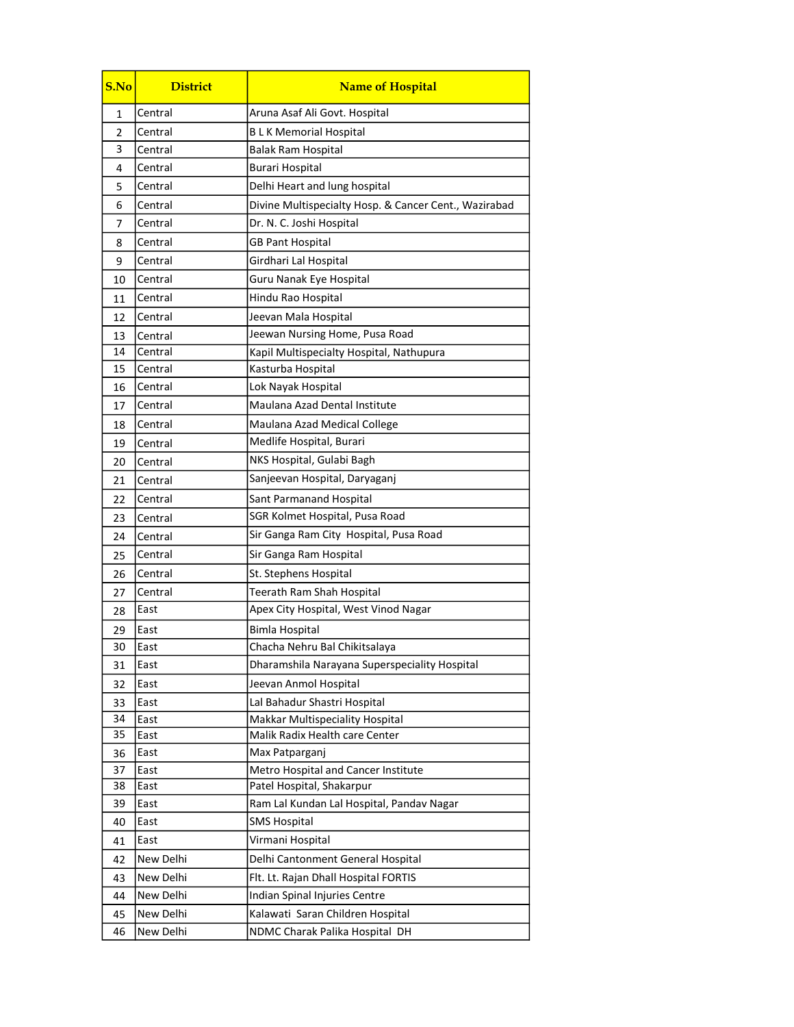| S.No | District | Name of Hospital |
|---|---|---|
| 1 | Central | Aruna Asaf Ali Govt. Hospital |
| 2 | Central | B L K Memorial Hospital |
| 3 | Central | Balak Ram Hospital |
| 4 | Central | Burari Hospital |
| 5 | Central | Delhi Heart and lung hospital |
| 6 | Central | Divine Multispecialty Hosp. & Cancer Cent., Wazirabad |
| 7 | Central | Dr. N. C. Joshi Hospital |
| 8 | Central | GB Pant Hospital |
| 9 | Central | Girdhari Lal Hospital |
| 10 | Central | Guru Nanak Eye Hospital |
| 11 | Central | Hindu Rao Hospital |
| 12 | Central | Jeevan Mala Hospital |
| 13 | Central | Jeewan Nursing Home, Pusa Road |
| 14 | Central | Kapil Multispecialty Hospital, Nathupura |
| 15 | Central | Kasturba Hospital |
| 16 | Central | Lok Nayak Hospital |
| 17 | Central | Maulana Azad Dental Institute |
| 18 | Central | Maulana Azad Medical College |
| 19 | Central | Medlife Hospital, Burari |
| 20 | Central | NKS Hospital, Gulabi Bagh |
| 21 | Central | Sanjeevan Hospital, Daryaganj |
| 22 | Central | Sant Parmanand Hospital |
| 23 | Central | SGR Kolmet Hospital, Pusa Road |
| 24 | Central | Sir Ganga Ram City Hospital, Pusa Road |
| 25 | Central | Sir Ganga Ram Hospital |
| 26 | Central | St. Stephens Hospital |
| 27 | Central | Teerath Ram Shah Hospital |
| 28 | East | Apex City Hospital, West Vinod Nagar |
| 29 | East | Bimla Hospital |
| 30 | East | Chacha Nehru Bal Chikitsalaya |
| 31 | East | Dharamshila Narayana Superspeciality Hospital |
| 32 | East | Jeevan Anmol Hospital |
| 33 | East | Lal Bahadur Shastri Hospital |
| 34 | East | Makkar Multispeciality Hospital |
| 35 | East | Malik Radix Health care Center |
| 36 | East | Max Patparganj |
| 37 | East | Metro Hospital and Cancer Institute |
| 38 | East | Patel Hospital, Shakarpur |
| 39 | East | Ram Lal Kundan Lal Hospital, Pandav Nagar |
| 40 | East | SMS Hospital |
| 41 | East | Virmani Hospital |
| 42 | New Delhi | Delhi Cantonment General Hospital |
| 43 | New Delhi | Flt. Lt. Rajan Dhall Hospital FORTIS |
| 44 | New Delhi | Indian Spinal Injuries Centre |
| 45 | New Delhi | Kalawati Saran Children Hospital |
| 46 | New Delhi | NDMC Charak Palika Hospital DH |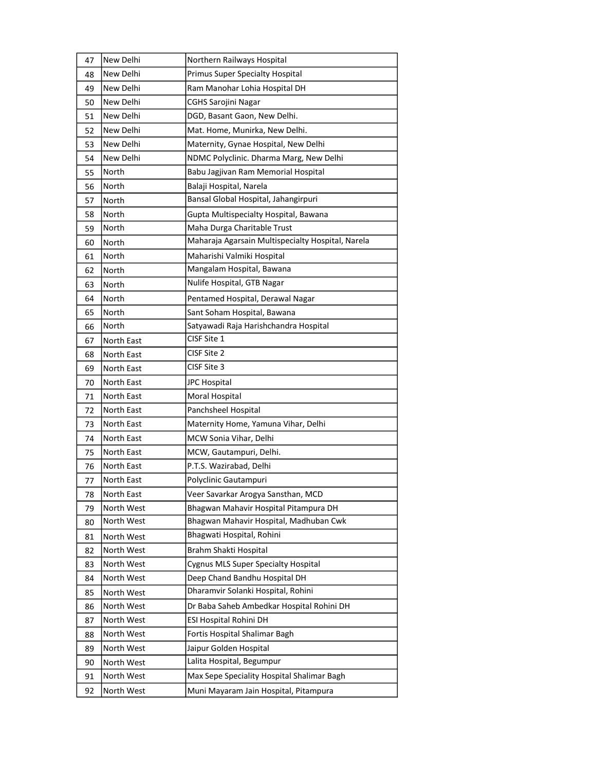| 47 | New Delhi | Northern Railways Hospital |
|---|---|---|
| 48 | New Delhi | Primus Super Specialty Hospital |
| 49 | New Delhi | Ram Manohar Lohia Hospital DH |
| 50 | New Delhi | CGHS Sarojini Nagar |
| 51 | New Delhi | DGD, Basant Gaon, New Delhi. |
| 52 | New Delhi | Mat. Home, Munirka, New Delhi. |
| 53 | New Delhi | Maternity, Gynae Hospital, New Delhi |
| 54 | New Delhi | NDMC Polyclinic. Dharma Marg, New Delhi |
| 55 | North | Babu Jagjivan Ram Memorial Hospital |
| 56 | North | Balaji Hospital, Narela |
| 57 | North | Bansal Global Hospital, Jahangirpuri |
| 58 | North | Gupta Multispecialty Hospital, Bawana |
| 59 | North | Maha Durga Charitable Trust |
| 60 | North | Maharaja Agarsain Multispecialty Hospital, Narela |
| 61 | North | Maharishi Valmiki Hospital |
| 62 | North | Mangalam Hospital, Bawana |
| 63 | North | Nulife Hospital, GTB Nagar |
| 64 | North | Pentamed Hospital, Derawal Nagar |
| 65 | North | Sant Soham Hospital, Bawana |
| 66 | North | Satyawadi Raja Harishchandra Hospital |
| 67 | North East | CISF Site 1 |
| 68 | North East | CISF Site 2 |
| 69 | North East | CISF Site 3 |
| 70 | North East | JPC Hospital |
| 71 | North East | Moral Hospital |
| 72 | North East | Panchsheel Hospital |
| 73 | North East | Maternity Home, Yamuna Vihar, Delhi |
| 74 | North East | MCW Sonia Vihar, Delhi |
| 75 | North East | MCW, Gautampuri, Delhi. |
| 76 | North East | P.T.S. Wazirabad, Delhi |
| 77 | North East | Polyclinic Gautampuri |
| 78 | North East | Veer Savarkar Arogya Sansthan, MCD |
| 79 | North West | Bhagwan Mahavir Hospital Pitampura DH |
| 80 | North West | Bhagwan Mahavir Hospital, Madhuban Cwk |
| 81 | North West | Bhagwati Hospital, Rohini |
| 82 | North West | Brahm Shakti Hospital |
| 83 | North West | Cygnus MLS Super Specialty Hospital |
| 84 | North West | Deep Chand Bandhu Hospital DH |
| 85 | North West | Dharamvir Solanki Hospital, Rohini |
| 86 | North West | Dr Baba Saheb Ambedkar Hospital Rohini DH |
| 87 | North West | ESI Hospital Rohini DH |
| 88 | North West | Fortis Hospital Shalimar Bagh |
| 89 | North West | Jaipur Golden Hospital |
| 90 | North West | Lalita Hospital, Begumpur |
| 91 | North West | Max Sepe Speciality Hospital Shalimar Bagh |
| 92 | North West | Muni Mayaram Jain Hospital, Pitampura |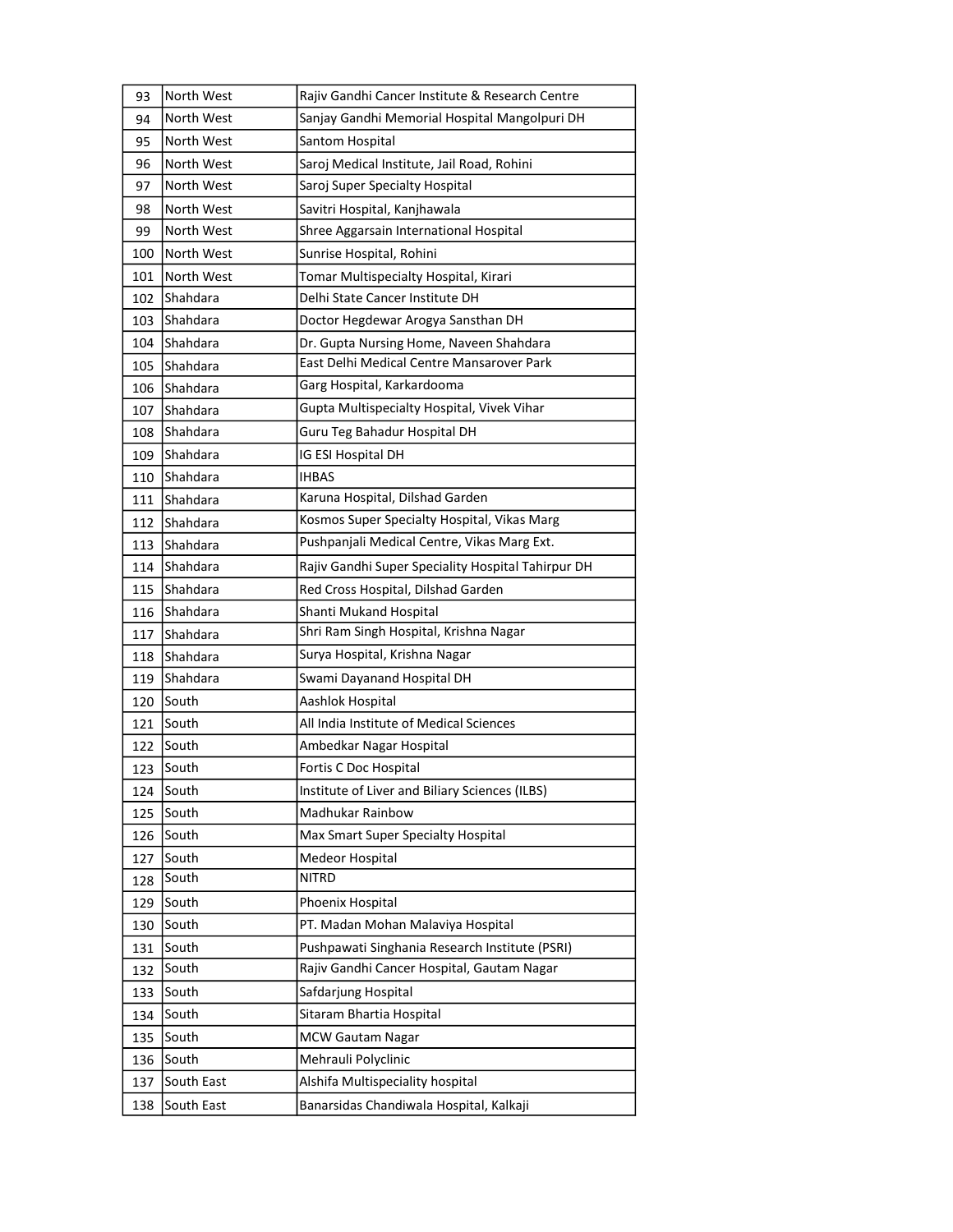| 93 | North West | Rajiv Gandhi Cancer Institute & Research Centre |
|---|---|---|
| 94 | North West | Sanjay Gandhi Memorial Hospital Mangolpuri DH |
| 95 | North West | Santom Hospital |
| 96 | North West | Saroj Medical Institute, Jail Road, Rohini |
| 97 | North West | Saroj Super Specialty Hospital |
| 98 | North West | Savitri Hospital, Kanjhawala |
| 99 | North West | Shree Aggarsain International Hospital |
| 100 | North West | Sunrise Hospital, Rohini |
| 101 | North West | Tomar Multispecialty Hospital, Kirari |
| 102 | Shahdara | Delhi State Cancer Institute DH |
| 103 | Shahdara | Doctor Hegdewar Arogya Sansthan DH |
| 104 | Shahdara | Dr. Gupta Nursing Home, Naveen Shahdara |
| 105 | Shahdara | East Delhi Medical Centre Mansarover Park |
| 106 | Shahdara | Garg Hospital, Karkardooma |
| 107 | Shahdara | Gupta Multispecialty Hospital, Vivek Vihar |
| 108 | Shahdara | Guru Teg Bahadur Hospital DH |
| 109 | Shahdara | IG ESI Hospital DH |
| 110 | Shahdara | IHBAS |
| 111 | Shahdara | Karuna Hospital, Dilshad Garden |
| 112 | Shahdara | Kosmos Super Specialty Hospital, Vikas Marg |
| 113 | Shahdara | Pushpanjali Medical Centre, Vikas Marg Ext. |
| 114 | Shahdara | Rajiv Gandhi Super Speciality Hospital Tahirpur DH |
| 115 | Shahdara | Red Cross Hospital, Dilshad Garden |
| 116 | Shahdara | Shanti Mukand Hospital |
| 117 | Shahdara | Shri Ram Singh Hospital, Krishna Nagar |
| 118 | Shahdara | Surya Hospital, Krishna Nagar |
| 119 | Shahdara | Swami Dayanand Hospital DH |
| 120 | South | Aashlok Hospital |
| 121 | South | All India Institute of Medical Sciences |
| 122 | South | Ambedkar Nagar Hospital |
| 123 | South | Fortis C Doc Hospital |
| 124 | South | Institute of Liver and Biliary Sciences (ILBS) |
| 125 | South | Madhukar Rainbow |
| 126 | South | Max Smart Super Specialty Hospital |
| 127 | South | Medeor Hospital |
| 128 | South | NITRD |
| 129 | South | Phoenix Hospital |
| 130 | South | PT. Madan Mohan Malaviya Hospital |
| 131 | South | Pushpawati Singhania Research Institute (PSRI) |
| 132 | South | Rajiv Gandhi Cancer Hospital, Gautam Nagar |
| 133 | South | Safdarjung Hospital |
| 134 | South | Sitaram Bhartia Hospital |
| 135 | South | MCW Gautam Nagar |
| 136 | South | Mehrauli Polyclinic |
| 137 | South East | Alshifa Multispeciality hospital |
| 138 | South East | Banarsidas Chandiwala Hospital, Kalkaji |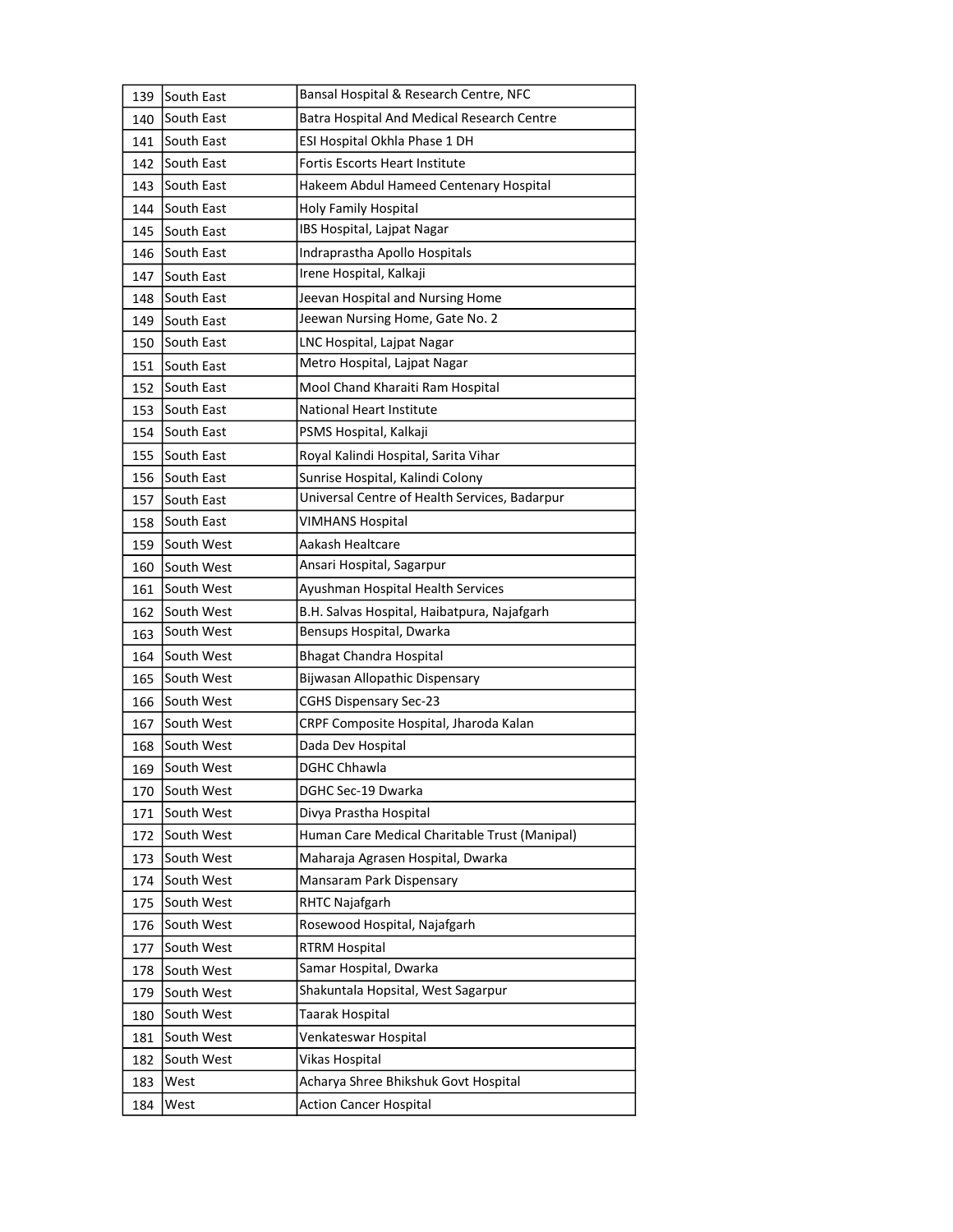| | | |
|---|---|---|
| 139 | South East | Bansal Hospital & Research Centre, NFC |
| 140 | South East | Batra Hospital And Medical Research Centre |
| 141 | South East | ESI Hospital Okhla Phase 1 DH |
| 142 | South East | Fortis Escorts Heart Institute |
| 143 | South East | Hakeem Abdul Hameed Centenary Hospital |
| 144 | South East | Holy Family Hospital |
| 145 | South East | IBS Hospital, Lajpat Nagar |
| 146 | South East | Indraprastha Apollo Hospitals |
| 147 | South East | Irene Hospital, Kalkaji |
| 148 | South East | Jeevan Hospital and Nursing Home |
| 149 | South East | Jeewan Nursing Home, Gate No. 2 |
| 150 | South East | LNC Hospital, Lajpat Nagar |
| 151 | South East | Metro Hospital, Lajpat Nagar |
| 152 | South East | Mool Chand Kharaiti Ram Hospital |
| 153 | South East | National Heart Institute |
| 154 | South East | PSMS Hospital, Kalkaji |
| 155 | South East | Royal Kalindi Hospital, Sarita Vihar |
| 156 | South East | Sunrise Hospital, Kalindi Colony |
| 157 | South East | Universal Centre of Health Services, Badarpur |
| 158 | South East | VIMHANS Hospital |
| 159 | South West | Aakash Healtcare |
| 160 | South West | Ansari Hospital, Sagarpur |
| 161 | South West | Ayushman Hospital Health Services |
| 162 | South West | B.H. Salvas Hospital, Haibatpura, Najafgarh |
| 163 | South West | Bensups Hospital, Dwarka |
| 164 | South West | Bhagat Chandra Hospital |
| 165 | South West | Bijwasan Allopathic Dispensary |
| 166 | South West | CGHS Dispensary Sec-23 |
| 167 | South West | CRPF Composite Hospital, Jharoda Kalan |
| 168 | South West | Dada Dev Hospital |
| 169 | South West | DGHC Chhawla |
| 170 | South West | DGHC Sec-19 Dwarka |
| 171 | South West | Divya Prastha Hospital |
| 172 | South West | Human Care Medical Charitable Trust (Manipal) |
| 173 | South West | Maharaja Agrasen Hospital, Dwarka |
| 174 | South West | Mansaram Park Dispensary |
| 175 | South West | RHTC Najafgarh |
| 176 | South West | Rosewood Hospital, Najafgarh |
| 177 | South West | RTRM Hospital |
| 178 | South West | Samar Hospital, Dwarka |
| 179 | South West | Shakuntala Hopsital, West Sagarpur |
| 180 | South West | Taarak Hospital |
| 181 | South West | Venkateswar Hospital |
| 182 | South West | Vikas Hospital |
| 183 | West | Acharya Shree Bhikshuk Govt Hospital |
| 184 | West | Action Cancer Hospital |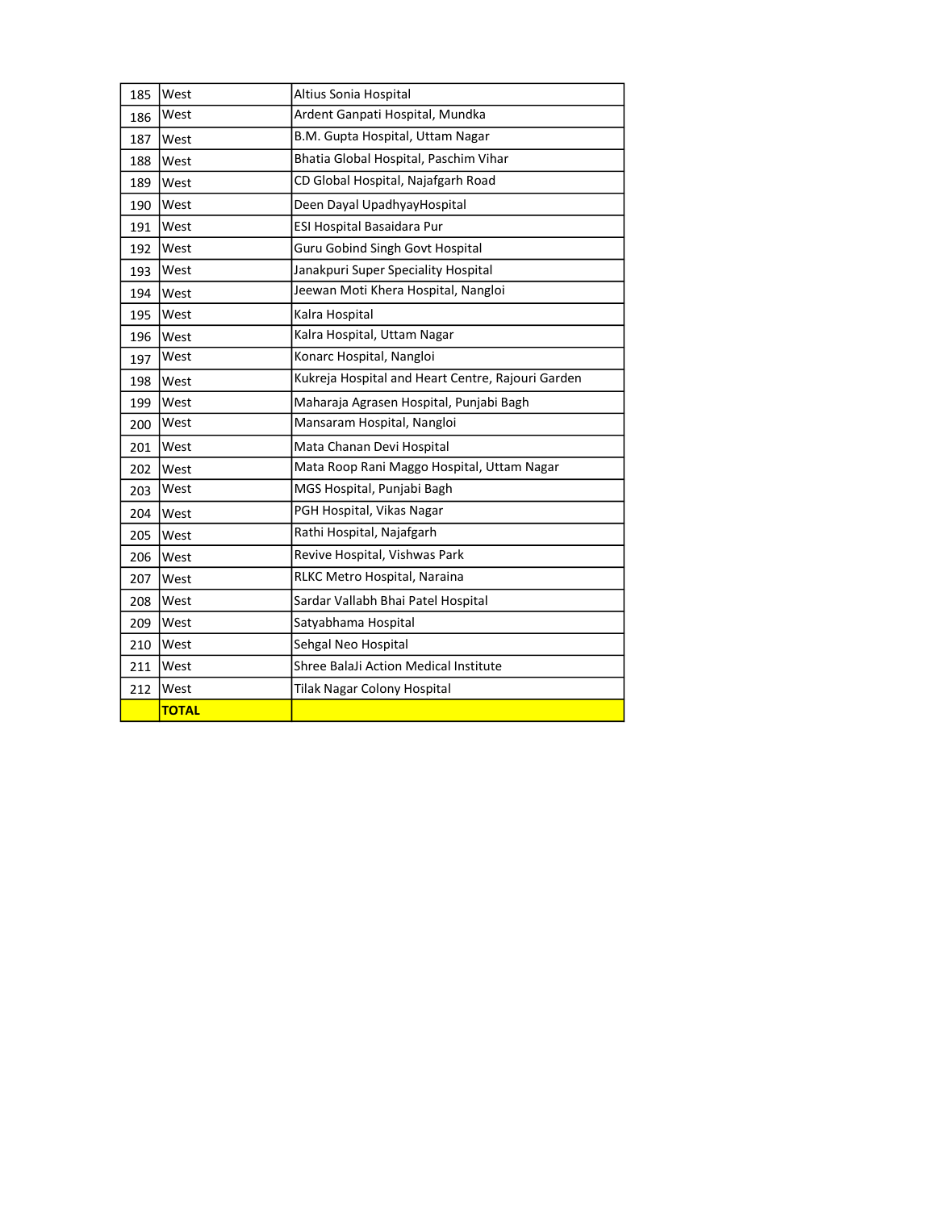| | | |
|---|---|---|
| 185 | West | Altius Sonia Hospital |
| 186 | West | Ardent Ganpati Hospital, Mundka |
| 187 | West | B.M. Gupta Hospital, Uttam Nagar |
| 188 | West | Bhatia Global Hospital, Paschim Vihar |
| 189 | West | CD Global Hospital, Najafgarh Road |
| 190 | West | Deen Dayal UpadhyayHospital |
| 191 | West | ESI Hospital Basaidara Pur |
| 192 | West | Guru Gobind Singh Govt Hospital |
| 193 | West | Janakpuri Super Speciality Hospital |
| 194 | West | Jeewan Moti Khera Hospital, Nangloi |
| 195 | West | Kalra Hospital |
| 196 | West | Kalra Hospital, Uttam Nagar |
| 197 | West | Konarc Hospital, Nangloi |
| 198 | West | Kukreja Hospital and Heart Centre, Rajouri Garden |
| 199 | West | Maharaja Agrasen Hospital, Punjabi Bagh |
| 200 | West | Mansaram Hospital, Nangloi |
| 201 | West | Mata Chanan Devi Hospital |
| 202 | West | Mata Roop Rani Maggo Hospital, Uttam Nagar |
| 203 | West | MGS Hospital, Punjabi Bagh |
| 204 | West | PGH Hospital, Vikas Nagar |
| 205 | West | Rathi Hospital, Najafgarh |
| 206 | West | Revive Hospital, Vishwas Park |
| 207 | West | RLKC Metro Hospital, Naraina |
| 208 | West | Sardar Vallabh Bhai Patel Hospital |
| 209 | West | Satyabhama Hospital |
| 210 | West | Sehgal Neo Hospital |
| 211 | West | Shree BalaJi Action Medical Institute |
| 212 | West | Tilak Nagar Colony Hospital |
| | **TOTAL** | |